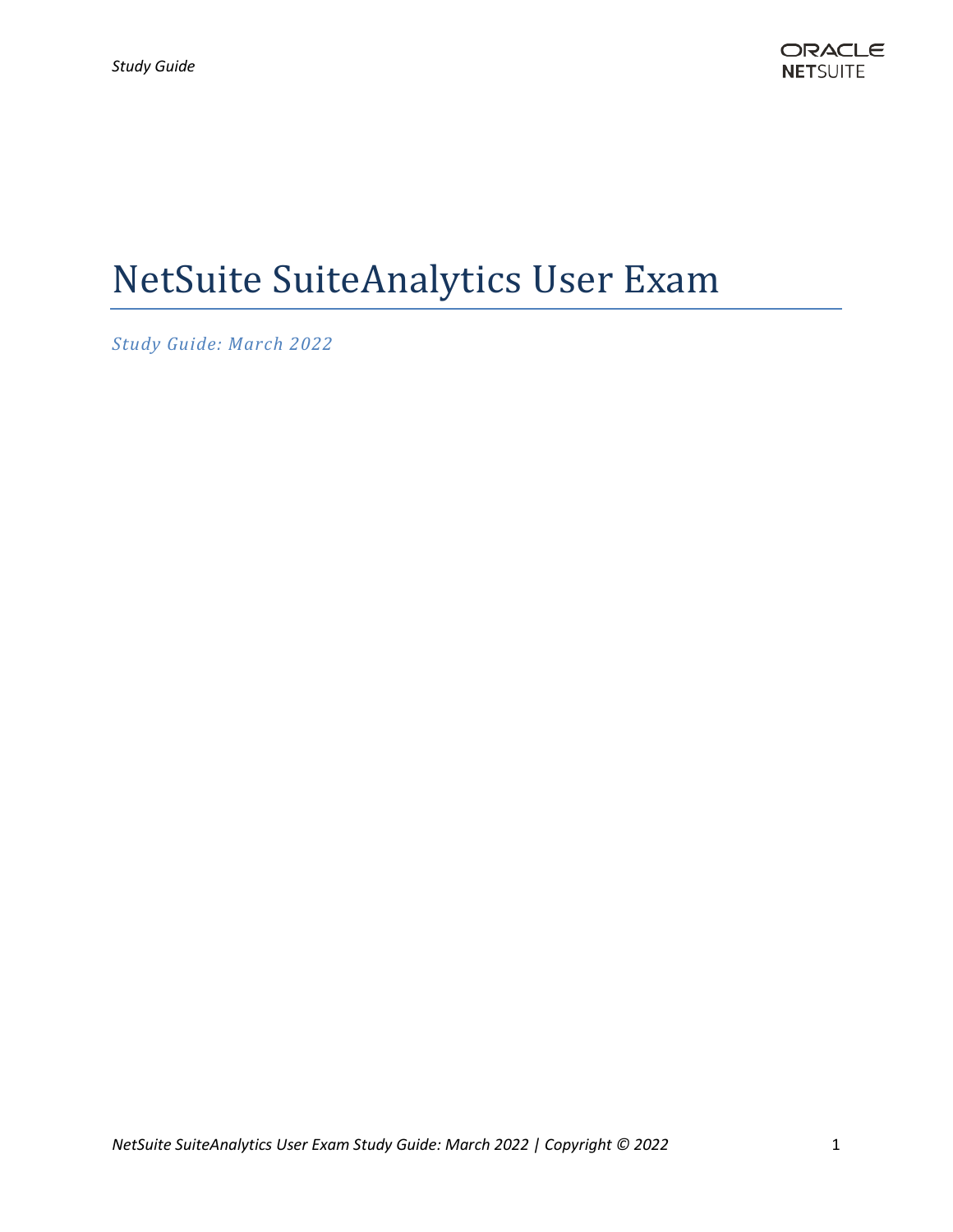# NetSuite SuiteAnalytics User Exam

*Study Guide: March 2022*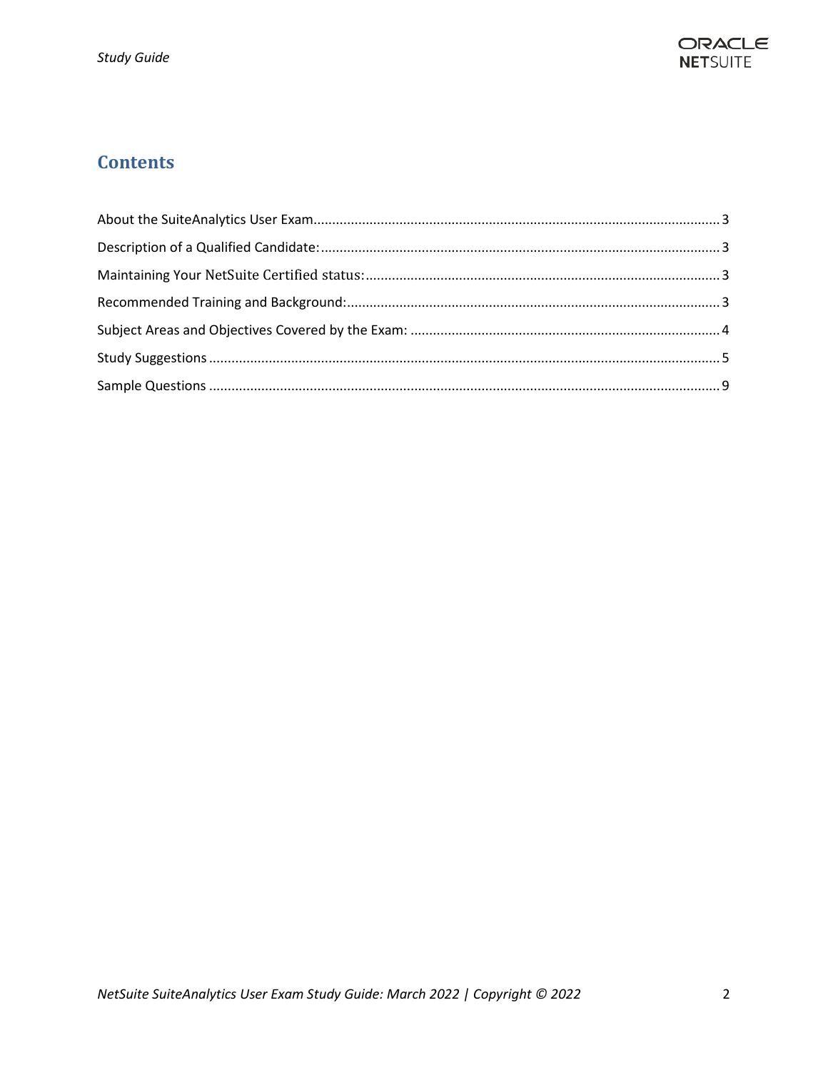## Contents

About the SuiteAnalytics User Exam ............................................................ 3

Description of a Qualified Candidate: ............................................................ 3

Maintaining Your NetSuite Certified status: ............................................................ 3

Recommended Training and Background: ............................................................ 3

Subject Areas and Objectives Covered by the Exam: ............................................................ 4

Study Suggestions ............................................................ 5

Sample Questions ............................................................ 9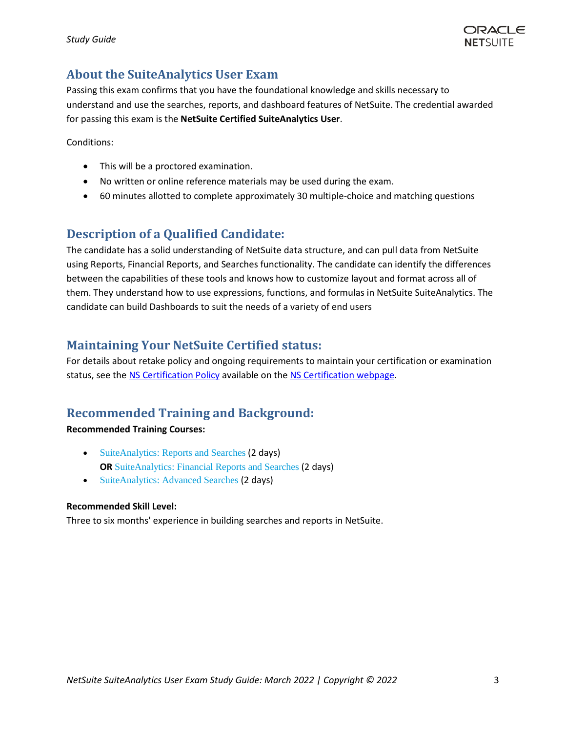## About the SuiteAnalytics User Exam

Passing this exam confirms that you have the foundational knowledge and skills necessary to understand and use the searches, reports, and dashboard features of NetSuite. The credential awarded for passing this exam is the **NetSuite Certified SuiteAnalytics User**.

Conditions:

- This will be a proctored examination.
- No written or online reference materials may be used during the exam.
- 60 minutes allotted to complete approximately 30 multiple-choice and matching questions

## Description of a Qualified Candidate:

The candidate has a solid understanding of NetSuite data structure, and can pull data from NetSuite using Reports, Financial Reports, and Searches functionality. The candidate can identify the differences between the capabilities of these tools and knows how to customize layout and format across all of them. They understand how to use expressions, functions, and formulas in NetSuite SuiteAnalytics. The candidate can build Dashboards to suit the needs of a variety of end users

## Maintaining Your NetSuite Certified status:

For details about retake policy and ongoing requirements to maintain your certification or examination status, see the NS Certification Policy available on the NS Certification webpage.

## Recommended Training and Background:

**Recommended Training Courses:**

- SuiteAnalytics: Reports and Searches (2 days)
  **OR** SuiteAnalytics: Financial Reports and Searches (2 days)
- SuiteAnalytics: Advanced Searches (2 days)

**Recommended Skill Level:**

Three to six months' experience in building searches and reports in NetSuite.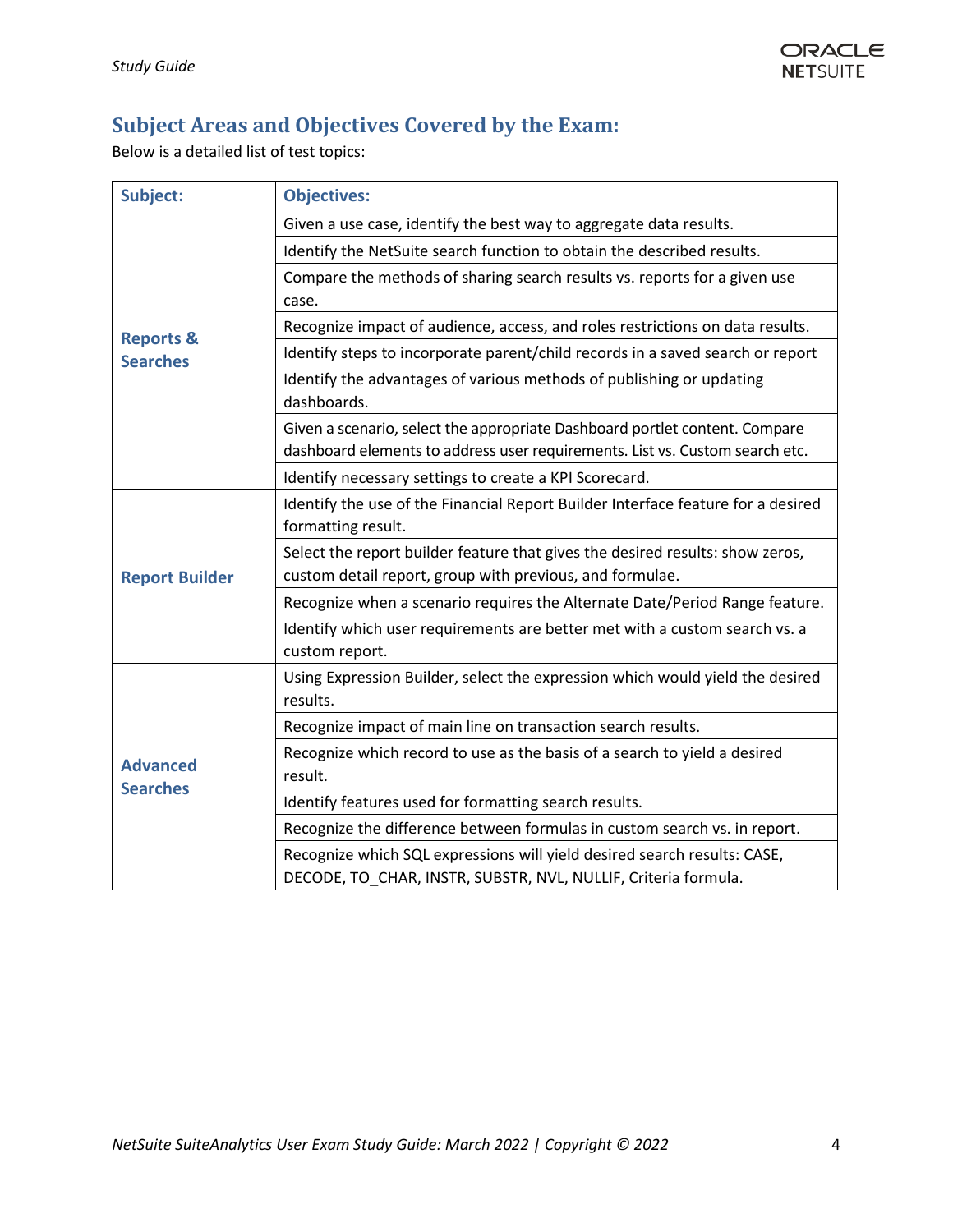## Subject Areas and Objectives Covered by the Exam:

Below is a detailed list of test topics:

| Subject: | Objectives: |
|---|---|
| Reports & Searches | Given a use case, identify the best way to aggregate data results. |
| | Identify the NetSuite search function to obtain the described results. |
| | Compare the methods of sharing search results vs. reports for a given use case. |
| | Recognize impact of audience, access, and roles restrictions on data results. |
| | Identify steps to incorporate parent/child records in a saved search or report |
| | Identify the advantages of various methods of publishing or updating dashboards. |
| | Given a scenario, select the appropriate Dashboard portlet content. Compare dashboard elements to address user requirements. List vs. Custom search etc. |
| | Identify necessary settings to create a KPI Scorecard. |
| Report Builder | Identify the use of the Financial Report Builder Interface feature for a desired formatting result. |
| | Select the report builder feature that gives the desired results: show zeros, custom detail report, group with previous, and formulae. |
| | Recognize when a scenario requires the Alternate Date/Period Range feature. |
| | Identify which user requirements are better met with a custom search vs. a custom report. |
| Advanced Searches | Using Expression Builder, select the expression which would yield the desired results. |
| | Recognize impact of main line on transaction search results. |
| | Recognize which record to use as the basis of a search to yield a desired result. |
| | Identify features used for formatting search results. |
| | Recognize the difference between formulas in custom search vs. in report. |
| | Recognize which SQL expressions will yield desired search results: CASE, DECODE, TO_CHAR, INSTR, SUBSTR, NVL, NULLIF, Criteria formula. |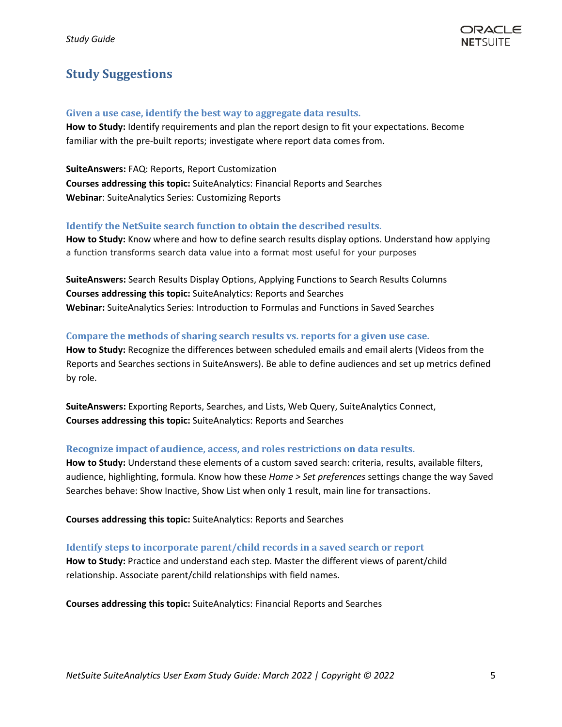## Study Suggestions

### Given a use case, identify the best way to aggregate data results.

**How to Study:** Identify requirements and plan the report design to fit your expectations. Become familiar with the pre-built reports; investigate where report data comes from.

**SuiteAnswers:** FAQ: Reports, Report Customization
**Courses addressing this topic:** SuiteAnalytics: Financial Reports and Searches
**Webinar**: SuiteAnalytics Series: Customizing Reports

### Identify the NetSuite search function to obtain the described results.

**How to Study:** Know where and how to define search results display options. Understand how applying a function transforms search data value into a format most useful for your purposes

**SuiteAnswers:** Search Results Display Options, Applying Functions to Search Results Columns
**Courses addressing this topic:** SuiteAnalytics: Reports and Searches
**Webinar:** SuiteAnalytics Series: Introduction to Formulas and Functions in Saved Searches

### Compare the methods of sharing search results vs. reports for a given use case.

**How to Study:** Recognize the differences between scheduled emails and email alerts (Videos from the Reports and Searches sections in SuiteAnswers). Be able to define audiences and set up metrics defined by role.

**SuiteAnswers:** Exporting Reports, Searches, and Lists, Web Query, SuiteAnalytics Connect,
**Courses addressing this topic:** SuiteAnalytics: Reports and Searches

### Recognize impact of audience, access, and roles restrictions on data results.

**How to Study:** Understand these elements of a custom saved search: criteria, results, available filters, audience, highlighting, formula. Know how these *Home > Set preferences* settings change the way Saved Searches behave: Show Inactive, Show List when only 1 result, main line for transactions.

**Courses addressing this topic:** SuiteAnalytics: Reports and Searches

### Identify steps to incorporate parent/child records in a saved search or report

**How to Study:** Practice and understand each step. Master the different views of parent/child relationship. Associate parent/child relationships with field names.

**Courses addressing this topic:** SuiteAnalytics: Financial Reports and Searches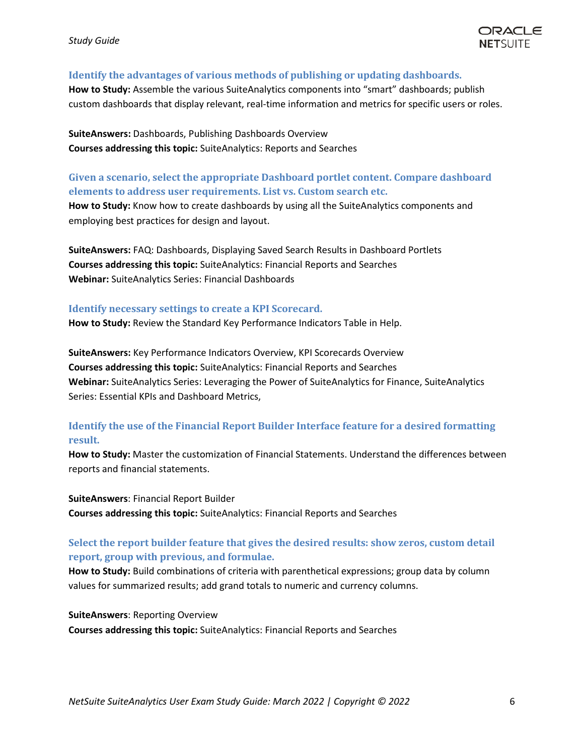### Identify the advantages of various methods of publishing or updating dashboards.

**How to Study:** Assemble the various SuiteAnalytics components into "smart" dashboards; publish custom dashboards that display relevant, real-time information and metrics for specific users or roles.

**SuiteAnswers:** Dashboards, Publishing Dashboards Overview
**Courses addressing this topic:** SuiteAnalytics: Reports and Searches

### Given a scenario, select the appropriate Dashboard portlet content. Compare dashboard elements to address user requirements. List vs. Custom search etc.

**How to Study:** Know how to create dashboards by using all the SuiteAnalytics components and employing best practices for design and layout.

**SuiteAnswers:** FAQ: Dashboards, Displaying Saved Search Results in Dashboard Portlets
**Courses addressing this topic:** SuiteAnalytics: Financial Reports and Searches
**Webinar:** SuiteAnalytics Series: Financial Dashboards

### Identify necessary settings to create a KPI Scorecard.

**How to Study:** Review the Standard Key Performance Indicators Table in Help.

**SuiteAnswers:** Key Performance Indicators Overview, KPI Scorecards Overview
**Courses addressing this topic:** SuiteAnalytics: Financial Reports and Searches
**Webinar:** SuiteAnalytics Series: Leveraging the Power of SuiteAnalytics for Finance, SuiteAnalytics Series: Essential KPIs and Dashboard Metrics,

### Identify the use of the Financial Report Builder Interface feature for a desired formatting result.

**How to Study:** Master the customization of Financial Statements. Understand the differences between reports and financial statements.

**SuiteAnswers**: Financial Report Builder
**Courses addressing this topic:** SuiteAnalytics: Financial Reports and Searches

### Select the report builder feature that gives the desired results: show zeros, custom detail report, group with previous, and formulae.

**How to Study:** Build combinations of criteria with parenthetical expressions; group data by column values for summarized results; add grand totals to numeric and currency columns.

**SuiteAnswers**: Reporting Overview
**Courses addressing this topic:** SuiteAnalytics: Financial Reports and Searches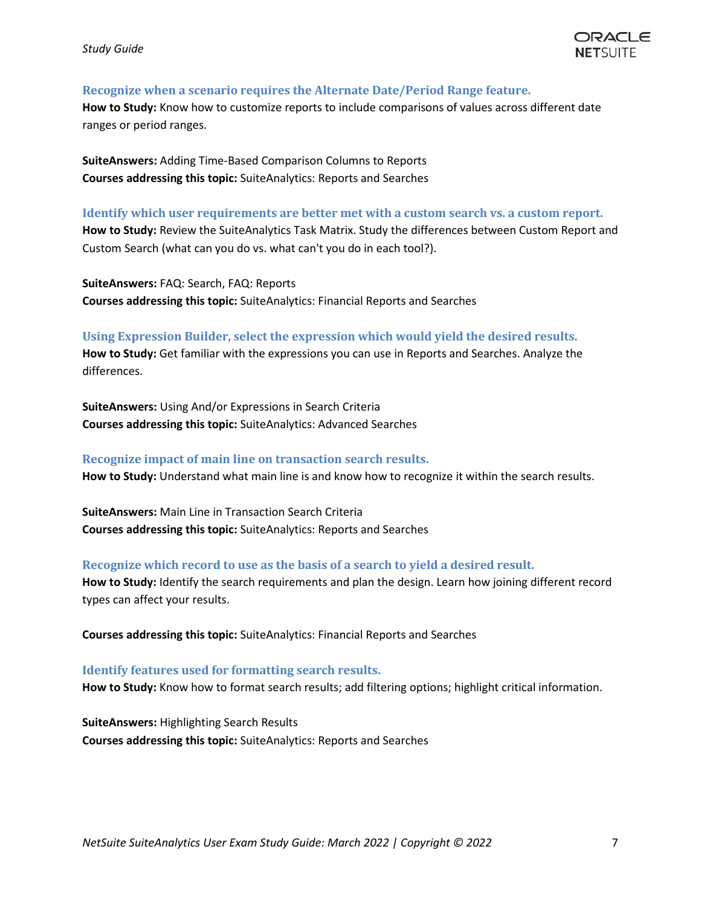### Recognize when a scenario requires the Alternate Date/Period Range feature.

**How to Study:** Know how to customize reports to include comparisons of values across different date ranges or period ranges.

**SuiteAnswers:** Adding Time-Based Comparison Columns to Reports
**Courses addressing this topic:** SuiteAnalytics: Reports and Searches

### Identify which user requirements are better met with a custom search vs. a custom report.

**How to Study:** Review the SuiteAnalytics Task Matrix. Study the differences between Custom Report and Custom Search (what can you do vs. what can't you do in each tool?).

**SuiteAnswers:** FAQ: Search, FAQ: Reports
**Courses addressing this topic:** SuiteAnalytics: Financial Reports and Searches

### Using Expression Builder, select the expression which would yield the desired results.

**How to Study:** Get familiar with the expressions you can use in Reports and Searches. Analyze the differences.

**SuiteAnswers:** Using And/or Expressions in Search Criteria
**Courses addressing this topic:** SuiteAnalytics: Advanced Searches

### Recognize impact of main line on transaction search results.

**How to Study:** Understand what main line is and know how to recognize it within the search results.

**SuiteAnswers:** Main Line in Transaction Search Criteria
**Courses addressing this topic:** SuiteAnalytics: Reports and Searches

### Recognize which record to use as the basis of a search to yield a desired result.

**How to Study:** Identify the search requirements and plan the design. Learn how joining different record types can affect your results.

**Courses addressing this topic:** SuiteAnalytics: Financial Reports and Searches

### Identify features used for formatting search results.

**How to Study:** Know how to format search results; add filtering options; highlight critical information.

**SuiteAnswers:** Highlighting Search Results
**Courses addressing this topic:** SuiteAnalytics: Reports and Searches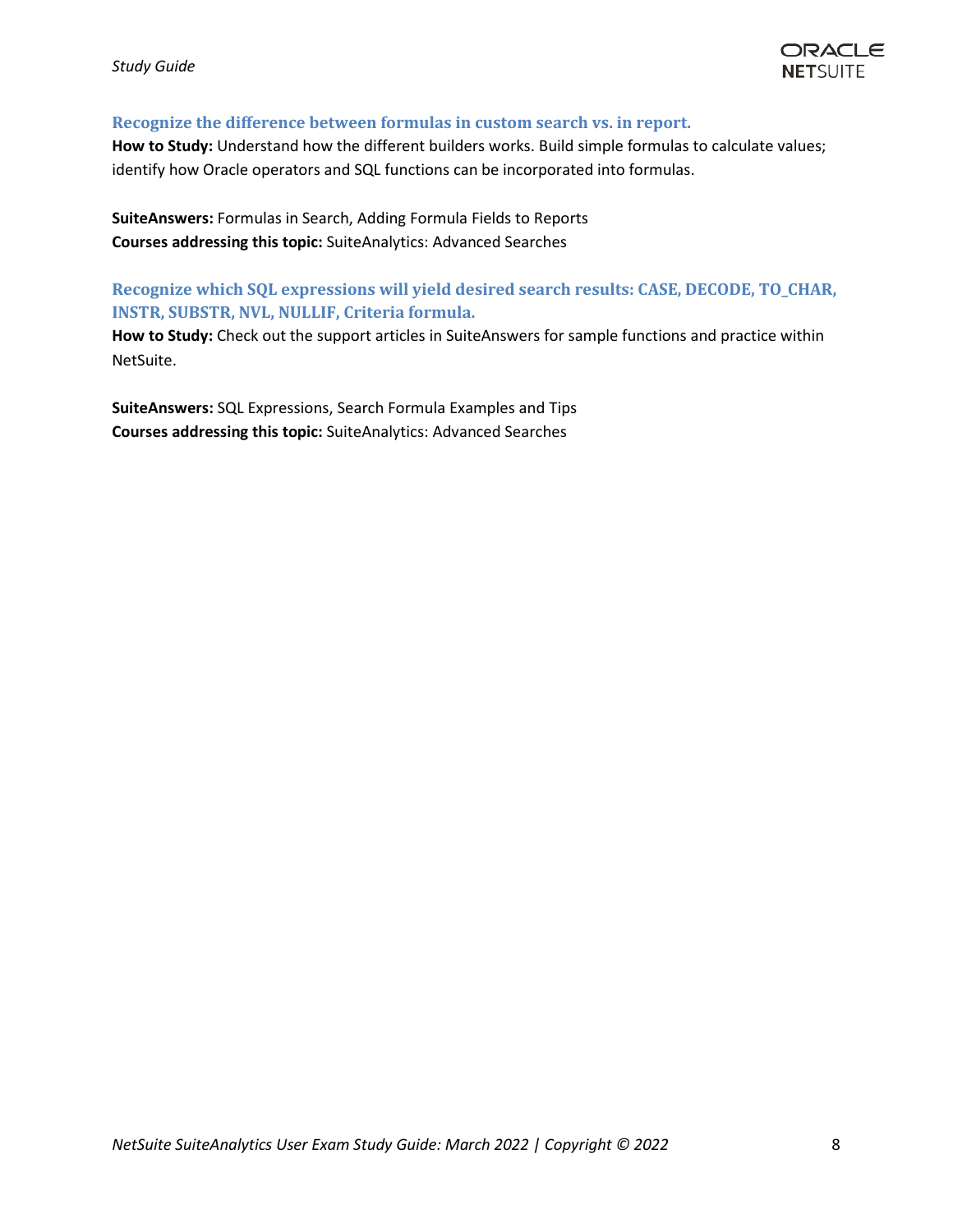### Recognize the difference between formulas in custom search vs. in report.

**How to Study:** Understand how the different builders works. Build simple formulas to calculate values; identify how Oracle operators and SQL functions can be incorporated into formulas.

**SuiteAnswers:** Formulas in Search, Adding Formula Fields to Reports
**Courses addressing this topic:** SuiteAnalytics: Advanced Searches

### Recognize which SQL expressions will yield desired search results: CASE, DECODE, TO_CHAR, INSTR, SUBSTR, NVL, NULLIF, Criteria formula.

**How to Study:** Check out the support articles in SuiteAnswers for sample functions and practice within NetSuite.

**SuiteAnswers:** SQL Expressions, Search Formula Examples and Tips
**Courses addressing this topic:** SuiteAnalytics: Advanced Searches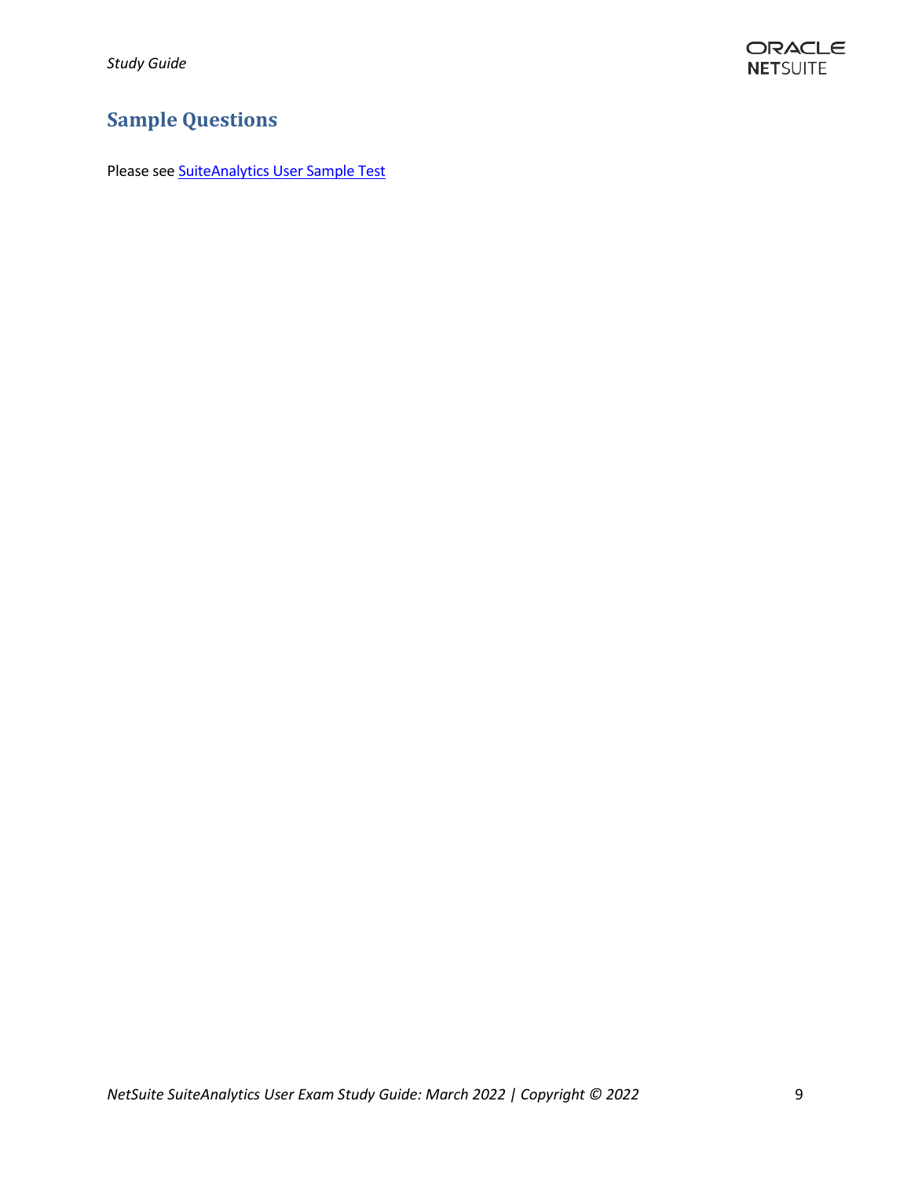## Sample Questions

Please see [SuiteAnalytics User Sample Test]